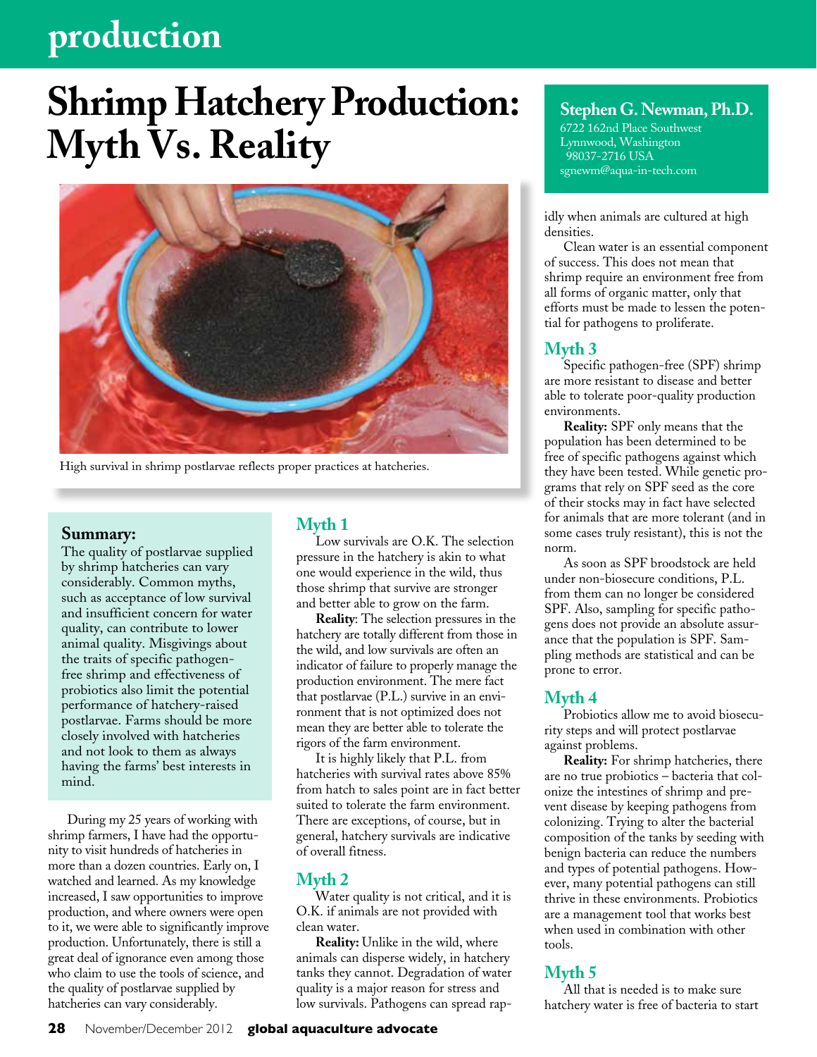# Shrimp Hatchery Production: Myth Vs. Reality

**Stephen G. Newman, Ph.D.**
6722 162nd Place Southwest
Lynnwood, Washington
98037-2716 USA
sgnewm@aqua-in-tech.com

High survival in shrimp postlarvae reflects proper practices at hatcheries.

**Summary:**
The quality of postlarvae supplied by shrimp hatcheries can vary considerably. Common myths, such as acceptance of low survival and insufficient concern for water quality, can contribute to lower animal quality. Misgivings about the traits of specific pathogen-free shrimp and effectiveness of probiotics also limit the potential performance of hatchery-raised postlarvae. Farms should be more closely involved with hatcheries and not look to them as always having the farms' best interests in mind.

During my 25 years of working with shrimp farmers, I have had the opportunity to visit hundreds of hatcheries in more than a dozen countries. Early on, I watched and learned. As my knowledge increased, I saw opportunities to improve production, and where owners were open to it, we were able to significantly improve production. Unfortunately, there is still a great deal of ignorance even among those who claim to use the tools of science, and the quality of postlarvae supplied by hatcheries can vary considerably.

## Myth 1

Low survivals are O.K. The selection pressure in the hatchery is akin to what one would experience in the wild, thus those shrimp that survive are stronger and better able to grow on the farm.

**Reality**: The selection pressures in the hatchery are totally different from those in the wild, and low survivals are often an indicator of failure to properly manage the production environment. The mere fact that postlarvae (P.L.) survive in an environment that is not optimized does not mean they are better able to tolerate the rigors of the farm environment.

It is highly likely that P.L. from hatcheries with survival rates above 85% from hatch to sales point are in fact better suited to tolerate the farm environment. There are exceptions, of course, but in general, hatchery survivals are indicative of overall fitness.

## Myth 2

Water quality is not critical, and it is O.K. if animals are not provided with clean water.

**Reality:** Unlike in the wild, where animals can disperse widely, in hatchery tanks they cannot. Degradation of water quality is a major reason for stress and low survivals. Pathogens can spread rapidly when animals are cultured at high densities.

Clean water is an essential component of success. This does not mean that shrimp require an environment free from all forms of organic matter, only that efforts must be made to lessen the potential for pathogens to proliferate.

## Myth 3

Specific pathogen-free (SPF) shrimp are more resistant to disease and better able to tolerate poor-quality production environments.

**Reality:** SPF only means that the population has been determined to be free of specific pathogens against which they have been tested. While genetic programs that rely on SPF seed as the core of their stocks may in fact have selected for animals that are more tolerant (and in some cases truly resistant), this is not the norm.

As soon as SPF broodstock are held under non-biosecure conditions, P.L. from them can no longer be considered SPF. Also, sampling for specific pathogens does not provide an absolute assurance that the population is SPF. Sampling methods are statistical and can be prone to error.

## Myth 4

Probiotics allow me to avoid biosecurity steps and will protect postlarvae against problems.

**Reality:** For shrimp hatcheries, there are no true probiotics – bacteria that colonize the intestines of shrimp and prevent disease by keeping pathogens from colonizing. Trying to alter the bacterial composition of the tanks by seeding with benign bacteria can reduce the numbers and types of potential pathogens. However, many potential pathogens can still thrive in these environments. Probiotics are a management tool that works best when used in combination with other tools.

## Myth 5

All that is needed is to make sure hatchery water is free of bacteria to start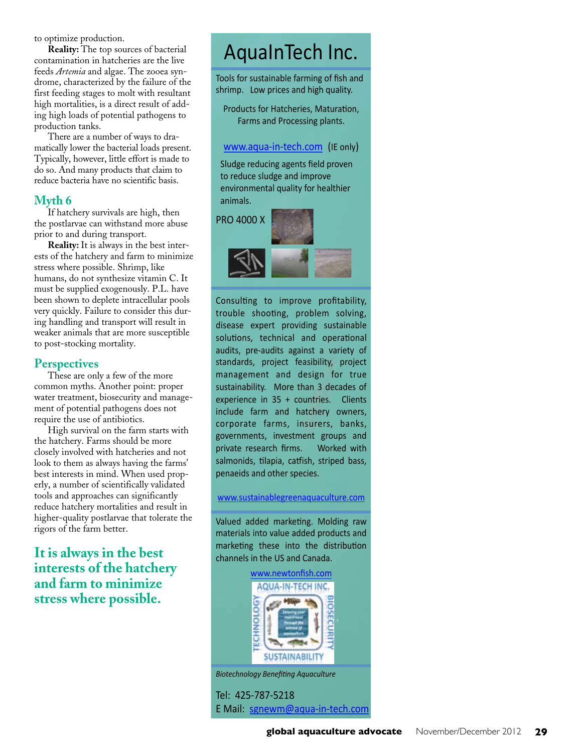to optimize production.

**Reality:** The top sources of bacterial contamination in hatcheries are the live feeds *Artemia* and algae. The zooea syndrome, characterized by the failure of the first feeding stages to molt with resultant high mortalities, is a direct result of adding high loads of potential pathogens to production tanks.

There are a number of ways to dramatically lower the bacterial loads present. Typically, however, little effort is made to do so. And many products that claim to reduce bacteria have no scientific basis.

## Myth 6

If hatchery survivals are high, then the postlarvae can withstand more abuse prior to and during transport.

**Reality:** It is always in the best interests of the hatchery and farm to minimize stress where possible. Shrimp, like humans, do not synthesize vitamin C. It must be supplied exogenously. P.L. have been shown to deplete intracellular pools very quickly. Failure to consider this during handling and transport will result in weaker animals that are more susceptible to post-stocking mortality.

## Perspectives

These are only a few of the more common myths. Another point: proper water treatment, biosecurity and management of potential pathogens does not require the use of antibiotics.

High survival on the farm starts with the hatchery. Farms should be more closely involved with hatcheries and not look to them as always having the farms' best interests in mind. When used properly, a number of scientifically validated tools and approaches can significantly reduce hatchery mortalities and result in higher-quality postlarvae that tolerate the rigors of the farm better.

**It is always in the best interests of the hatchery and farm to minimize stress where possible.**

# AquaInTech Inc.

Tools for sustainable farming of fish and shrimp. Low prices and high quality.

Products for Hatcheries, Maturation, Farms and Processing plants.

www.aqua-in-tech.com (IE only)

Sludge reducing agents field proven to reduce sludge and improve environmental quality for healthier animals.

PRO 4000 X

Consulting to improve profitability, trouble shooting, problem solving, disease expert providing sustainable solutions, technical and operational audits, pre-audits against a variety of standards, project feasibility, project management and design for true sustainability. More than 3 decades of experience in 35 + countries. Clients include farm and hatchery owners, corporate farms, insurers, banks, governments, investment groups and private research firms. Worked with salmonids, tilapia, catfish, striped bass, penaeids and other species.

www.sustainablegreenaquaculture.com

Valued added marketing. Molding raw materials into value added products and marketing these into the distribution channels in the US and Canada.

www.newtonfish.com

AQUA-IN-TECH INC.

TECHNOLOGY BIOSECURITY SUSTAINABILITY

*Biotechnology Benefiting Aquaculture*

Tel: 425-787-5218

E Mail: sgnewm@aqua-in-tech.com